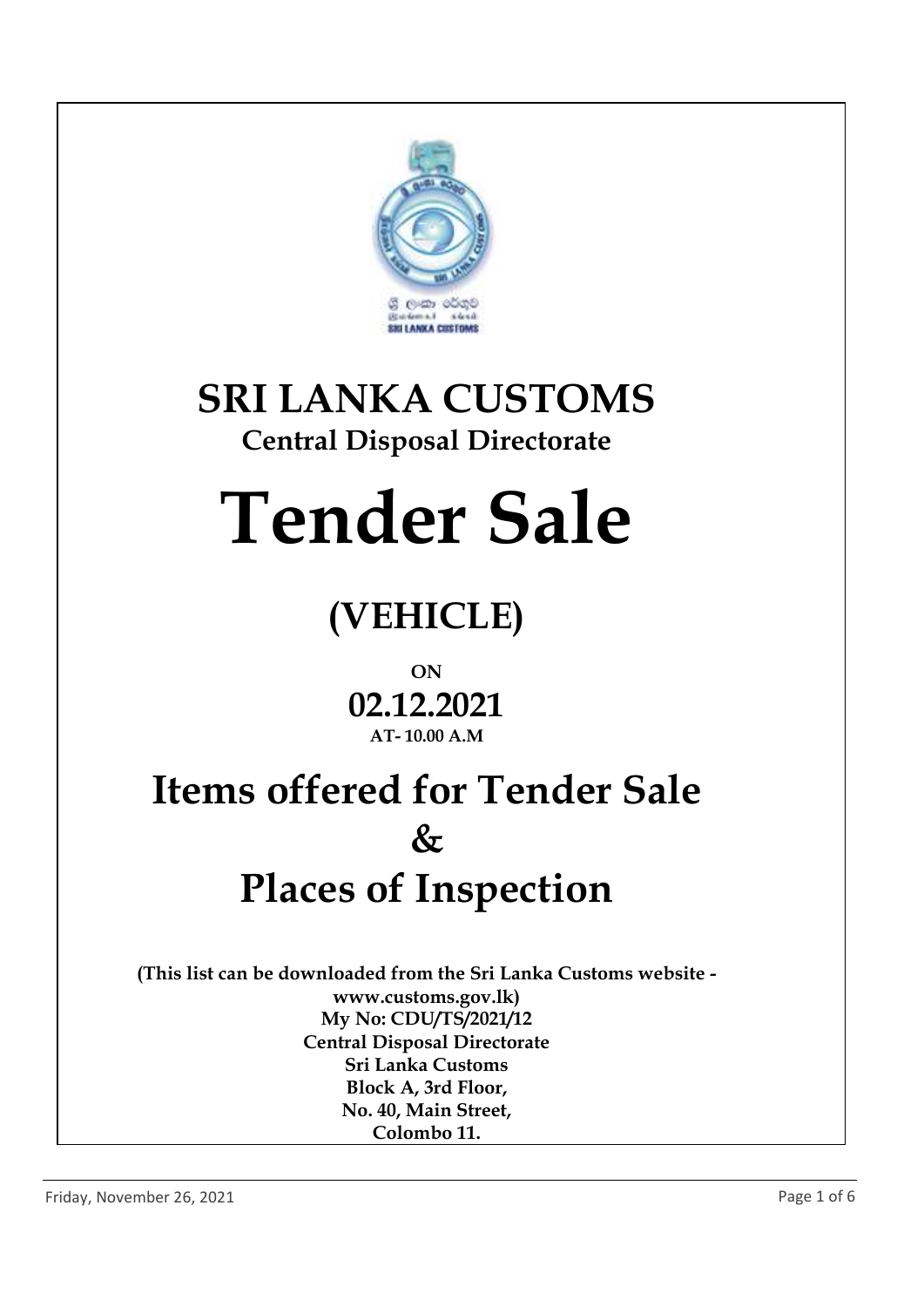# SRI LANKA CUSTOMS

## Central Disposal Directorate

# Tender Sale

## (VEHICLE)

**ON**

## 02.12.2021

**AT- 10.00 A.M**

# Items offered for Tender Sale & Places of Inspection

**(This list can be downloaded from the Sri Lanka Customs website - www.customs.gov.lk)**

**My No: CDU/TS/2021/12**
**Central Disposal Directorate**
**Sri Lanka Customs**
**Block A, 3rd Floor,**
**No. 40, Main Street,**
**Colombo 11.**

Friday, November 26, 2021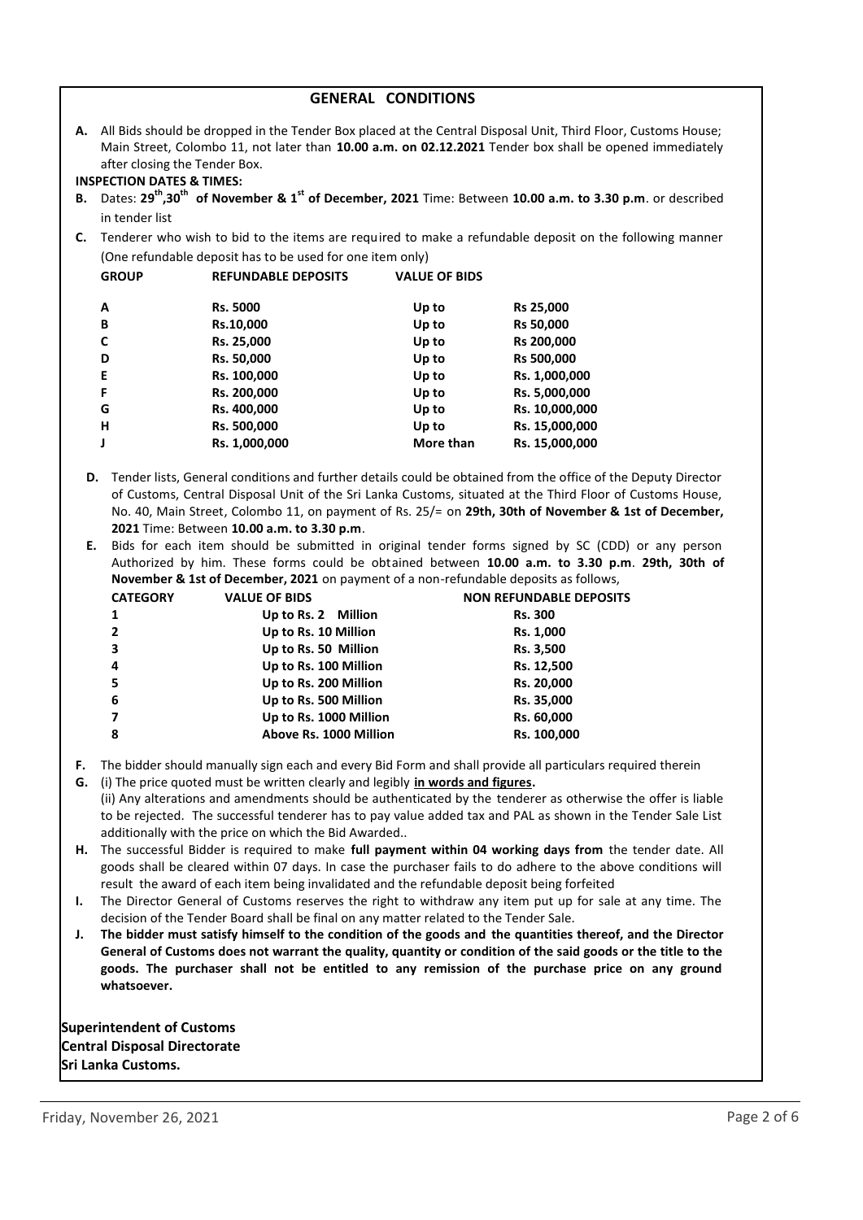## GENERAL CONDITIONS

**A.** All Bids should be dropped in the Tender Box placed at the Central Disposal Unit, Third Floor, Customs House; Main Street, Colombo 11, not later than **10.00 a.m. on 02.12.2021** Tender box shall be opened immediately after closing the Tender Box.

**INSPECTION DATES & TIMES:**

**B.** Dates: **29th,30th of November & 1st of December, 2021** Time: Between **10.00 a.m. to 3.30 p.m**. or described in tender list

**C.** Tenderer who wish to bid to the items are required to make a refundable deposit on the following manner (One refundable deposit has to be used for one item only)

| GROUP | REFUNDABLE DEPOSITS | VALUE OF BIDS | |
|---|---|---|---|
| A | Rs. 5000 | Up to | Rs 25,000 |
| B | Rs.10,000 | Up to | Rs 50,000 |
| C | Rs. 25,000 | Up to | Rs 200,000 |
| D | Rs. 50,000 | Up to | Rs 500,000 |
| E | Rs. 100,000 | Up to | Rs. 1,000,000 |
| F | Rs. 200,000 | Up to | Rs. 5,000,000 |
| G | Rs. 400,000 | Up to | Rs. 10,000,000 |
| H | Rs. 500,000 | Up to | Rs. 15,000,000 |
| J | Rs. 1,000,000 | More than | Rs. 15,000,000 |

**D.** Tender lists, General conditions and further details could be obtained from the office of the Deputy Director of Customs, Central Disposal Unit of the Sri Lanka Customs, situated at the Third Floor of Customs House, No. 40, Main Street, Colombo 11, on payment of Rs. 25/= on **29th, 30th of November & 1st of December, 2021** Time: Between **10.00 a.m. to 3.30 p.m**.

**E.** Bids for each item should be submitted in original tender forms signed by SC (CDD) or any person Authorized by him. These forms could be obtained between **10.00 a.m. to 3.30 p.m**. **29th, 30th of November & 1st of December, 2021** on payment of a non-refundable deposits as follows,

| CATEGORY | VALUE OF BIDS | NON REFUNDABLE DEPOSITS |
|---|---|---|
| 1 | Up to Rs. 2 Million | Rs. 300 |
| 2 | Up to Rs. 10 Million | Rs. 1,000 |
| 3 | Up to Rs. 50 Million | Rs. 3,500 |
| 4 | Up to Rs. 100 Million | Rs. 12,500 |
| 5 | Up to Rs. 200 Million | Rs. 20,000 |
| 6 | Up to Rs. 500 Million | Rs. 35,000 |
| 7 | Up to Rs. 1000 Million | Rs. 60,000 |
| 8 | Above Rs. 1000 Million | Rs. 100,000 |

**F.** The bidder should manually sign each and every Bid Form and shall provide all particulars required therein

**G.** (i) The price quoted must be written clearly and legibly **in words and figures.**
(ii) Any alterations and amendments should be authenticated by the tenderer as otherwise the offer is liable to be rejected. The successful tenderer has to pay value added tax and PAL as shown in the Tender Sale List additionally with the price on which the Bid Awarded..

**H.** The successful Bidder is required to make **full payment within 04 working days from** the tender date. All goods shall be cleared within 07 days. In case the purchaser fails to do adhere to the above conditions will result the award of each item being invalidated and the refundable deposit being forfeited

**I.** The Director General of Customs reserves the right to withdraw any item put up for sale at any time. The decision of the Tender Board shall be final on any matter related to the Tender Sale.

**J. The bidder must satisfy himself to the condition of the goods and the quantities thereof, and the Director General of Customs does not warrant the quality, quantity or condition of the said goods or the title to the goods. The purchaser shall not be entitled to any remission of the purchase price on any ground whatsoever.**

**Superintendent of Customs**
**Central Disposal Directorate**
**Sri Lanka Customs.**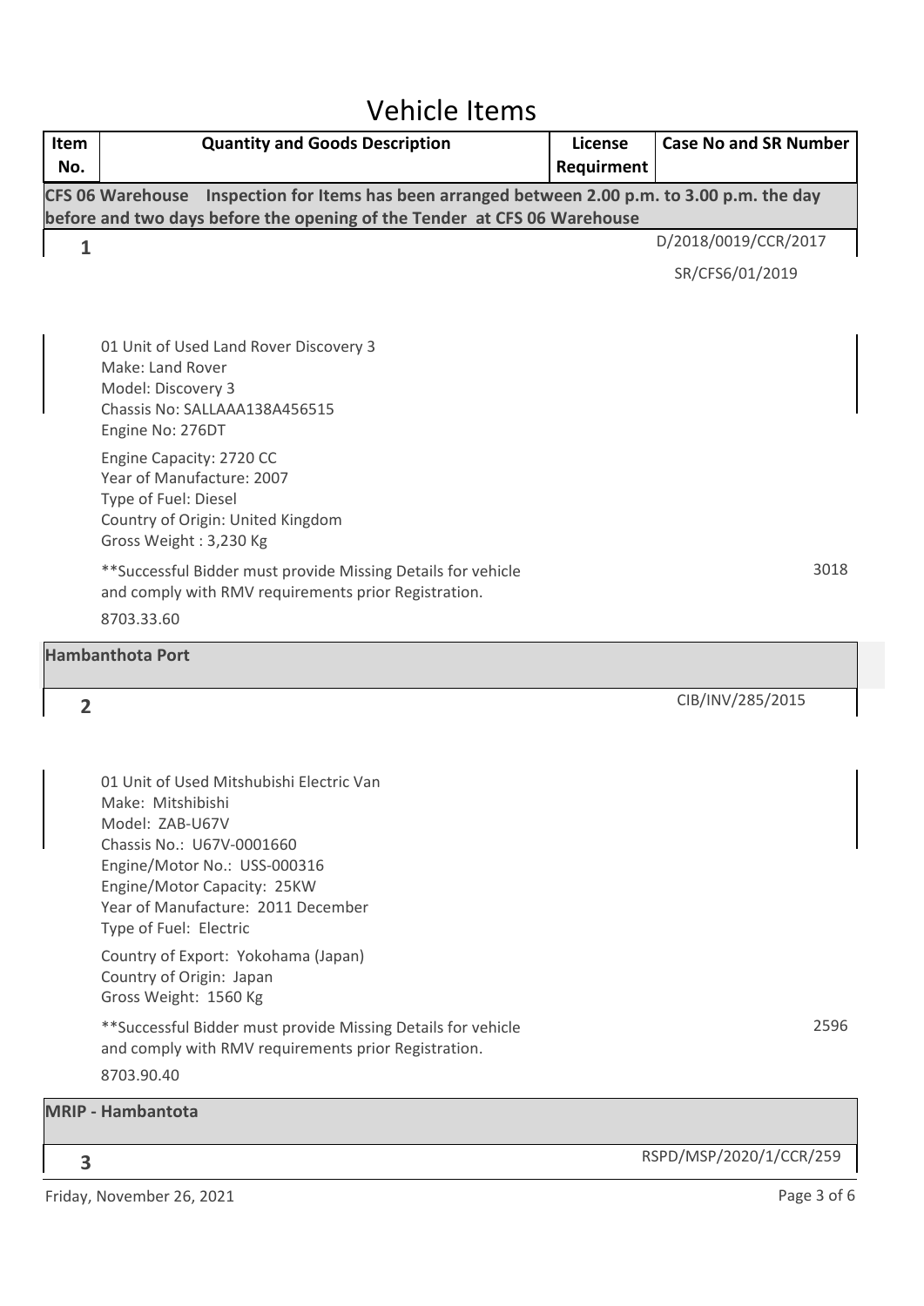# Vehicle Items

| Item No. | Quantity and Goods Description | License Requirment | Case No and SR Number |
|---|---|---|---|
| **CFS 06 Warehouse Inspection for Items has been arranged between 2.00 p.m. to 3.00 p.m. the day before and two days before the opening of the Tender at CFS 06 Warehouse** | | | |
| **1** | 01 Unit of Used Land Rover Discovery 3<br>Make: Land Rover<br>Model: Discovery 3<br>Chassis No: SALLAAA138A456515<br>Engine No: 276DT<br>Engine Capacity: 2720 CC<br>Year of Manufacture: 2007<br>Type of Fuel: Diesel<br>Country of Origin: United Kingdom<br>Gross Weight : 3,230 Kg<br>**Successful Bidder must provide Missing Details for vehicle and comply with RMV requirements prior Registration.<br>8703.33.60 | | D/2018/0019/CCR/2017<br>SR/CFS6/01/2019<br>3018 |
| **Hambanthota Port** | | | |
| **2** | 01 Unit of Used Mitshubishi Electric Van<br>Make: Mitshibishi<br>Model: ZAB-U67V<br>Chassis No.: U67V-0001660<br>Engine/Motor No.: USS-000316<br>Engine/Motor Capacity: 25KW<br>Year of Manufacture: 2011 December<br>Type of Fuel: Electric<br>Country of Export: Yokohama (Japan)<br>Country of Origin: Japan<br>Gross Weight: 1560 Kg<br>**Successful Bidder must provide Missing Details for vehicle and comply with RMV requirements prior Registration.<br>8703.90.40 | | CIB/INV/285/2015<br>2596 |
| **MRIP - Hambantota** | | | |
| **3** | | | RSPD/MSP/2020/1/CCR/259 |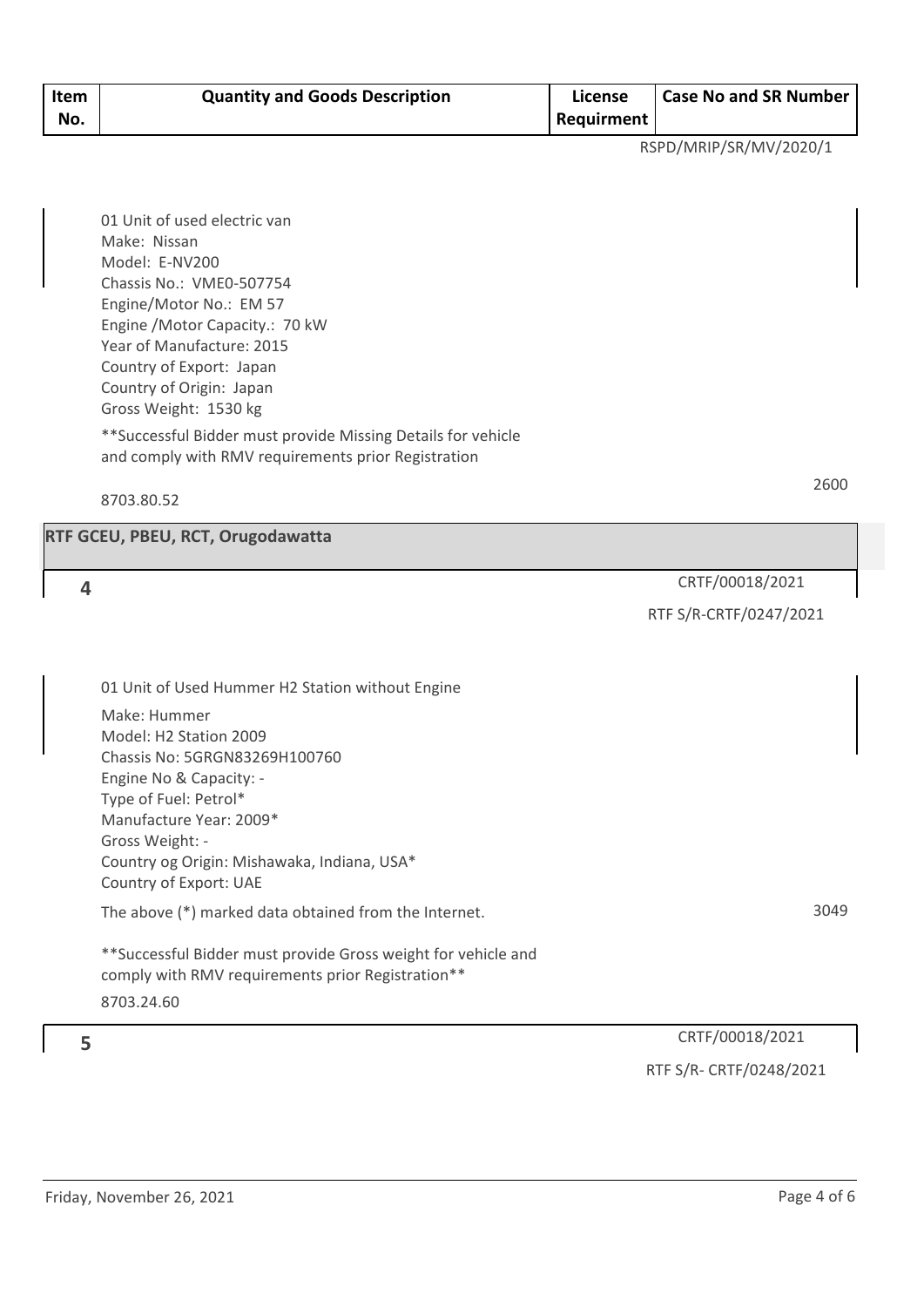| Item No. | Quantity and Goods Description | License Requirment | Case No and SR Number |
|---|---|---|---|
| | | | RSPD/MRIP/SR/MV/2020/1 |
| | 01 Unit of used electric van<br>Make: Nissan<br>Model: E-NV200<br>Chassis No.: VME0-507754<br>Engine/Motor No.: EM 57<br>Engine /Motor Capacity.: 70 kW<br>Year of Manufacture: 2015<br>Country of Export: Japan<br>Country of Origin: Japan<br>Gross Weight: 1530 kg<br>**Successful Bidder must provide Missing Details for vehicle and comply with RMV requirements prior Registration<br>8703.80.52 | | 2600 |
| **RTF GCEU, PBEU, RCT, Orugodawatta** | | | |
| 4 | | | CRTF/00018/2021<br>RTF S/R-CRTF/0247/2021 |
| | 01 Unit of Used Hummer H2 Station without Engine<br>Make: Hummer<br>Model: H2 Station 2009<br>Chassis No: 5GRGN83269H100760<br>Engine No & Capacity: -<br>Type of Fuel: Petrol*<br>Manufacture Year: 2009*<br>Gross Weight: -<br>Country og Origin: Mishawaka, Indiana, USA*<br>Country of Export: UAE<br>The above (*) marked data obtained from the Internet.<br>**Successful Bidder must provide Gross weight for vehicle and comply with RMV requirements prior Registration**<br>8703.24.60 | | 3049 |
| 5 | | | CRTF/00018/2021<br>RTF S/R- CRTF/0248/2021 |

Friday, November 26, 2021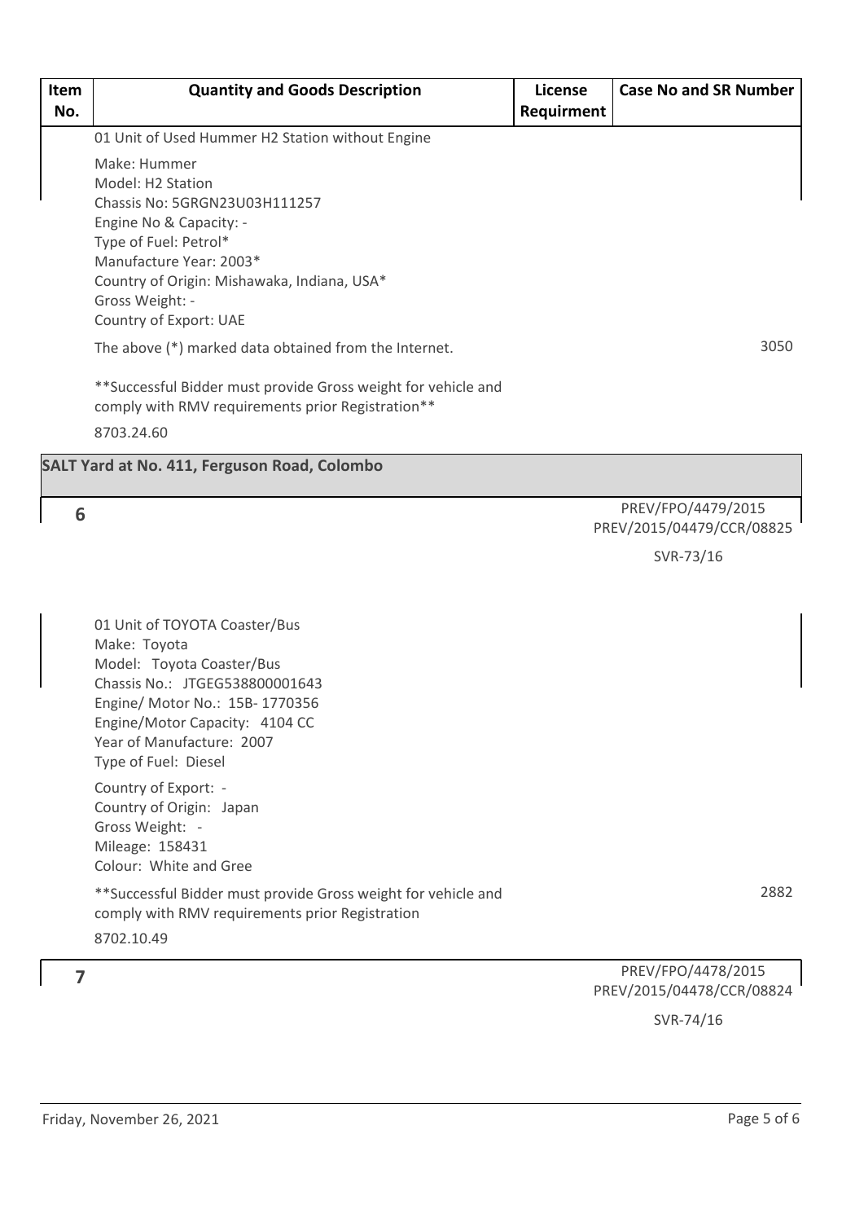| Item No. | Quantity and Goods Description | License Requirment | Case No and SR Number |
|---|---|---|---|
| | 01 Unit of Used Hummer H2 Station without Engine<br><br>Make: Hummer<br>Model: H2 Station<br>Chassis No: 5GRGN23U03H111257<br>Engine No & Capacity: -<br>Type of Fuel: Petrol*<br>Manufacture Year: 2003*<br>Country of Origin: Mishawaka, Indiana, USA*<br>Gross Weight: -<br>Country of Export: UAE<br><br>The above (*) marked data obtained from the Internet.<br><br>**Successful Bidder must provide Gross weight for vehicle and comply with RMV requirements prior Registration**<br><br>8703.24.60 | | 3050 |
| **SALT Yard at No. 411, Ferguson Road, Colombo** | | | |
| 6 | 01 Unit of TOYOTA Coaster/Bus<br>Make: Toyota<br>Model: Toyota Coaster/Bus<br>Chassis No.: JTGEG538800001643<br>Engine/ Motor No.: 15B- 1770356<br>Engine/Motor Capacity: 4104 CC<br>Year of Manufacture: 2007<br>Type of Fuel: Diesel<br><br>Country of Export: -<br>Country of Origin: Japan<br>Gross Weight: -<br>Mileage: 158431<br>Colour: White and Gree<br><br>**Successful Bidder must provide Gross weight for vehicle and comply with RMV requirements prior Registration<br><br>8702.10.49 | | PREV/FPO/4479/2015<br>PREV/2015/04479/CCR/08825<br><br>SVR-73/16<br><br>2882 |
| 7 | | | PREV/FPO/4478/2015<br>PREV/2015/04478/CCR/08824<br><br>SVR-74/16 |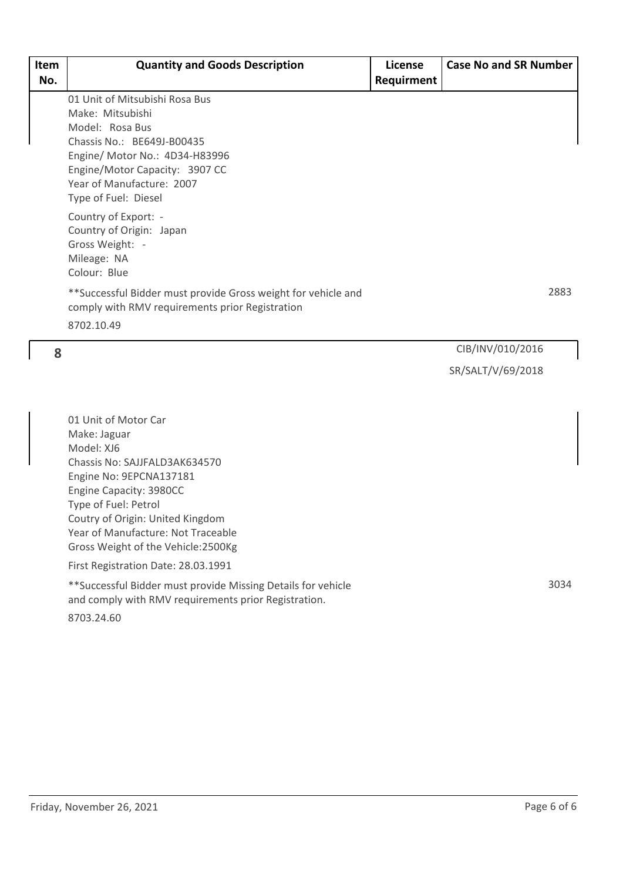| Item No. | Quantity and Goods Description | License Requirment | Case No and SR Number |
|---|---|---|---|
| | 01 Unit of Mitsubishi Rosa Bus<br>Make: Mitsubishi<br>Model: Rosa Bus<br>Chassis No.: BE649J-B00435<br>Engine/ Motor No.: 4D34-H83996<br>Engine/Motor Capacity: 3907 CC<br>Year of Manufacture: 2007<br>Type of Fuel: Diesel<br>Country of Export: -<br>Country of Origin: Japan<br>Gross Weight: -<br>Mileage: NA<br>Colour: Blue<br>**Successful Bidder must provide Gross weight for vehicle and comply with RMV requirements prior Registration<br>8702.10.49 | | 2883 |
| 8 | 01 Unit of Motor Car<br>Make: Jaguar<br>Model: XJ6<br>Chassis No: SAJJFALD3AK634570<br>Engine No: 9EPCNA137181<br>Engine Capacity: 3980CC<br>Type of Fuel: Petrol<br>Coutry of Origin: United Kingdom<br>Year of Manufacture: Not Traceable<br>Gross Weight of the Vehicle:2500Kg<br>First Registration Date: 28.03.1991<br>**Successful Bidder must provide Missing Details for vehicle and comply with RMV requirements prior Registration.<br>8703.24.60 | | CIB/INV/010/2016<br>SR/SALT/V/69/2018<br>3034 |